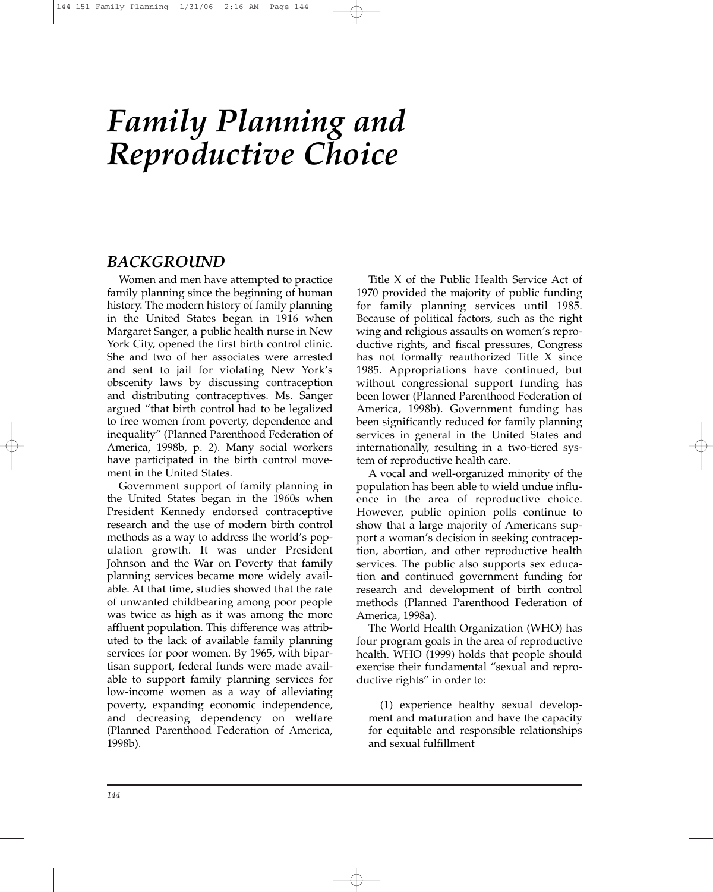# *Family Planning and Reproductive Choice*

## *BACKGROUND*

Women and men have attempted to practice family planning since the beginning of human history. The modern history of family planning in the United States began in 1916 when Margaret Sanger, a public health nurse in New York City, opened the first birth control clinic. She and two of her associates were arrested and sent to jail for violating New York's obscenity laws by discussing contraception and distributing contraceptives. Ms. Sanger argued "that birth control had to be legalized to free women from poverty, dependence and inequality" (Planned Parenthood Federation of America, 1998b, p. 2). Many social workers have participated in the birth control movement in the United States.

Government support of family planning in the United States began in the 1960s when President Kennedy endorsed contraceptive research and the use of modern birth control methods as a way to address the world's population growth. It was under President Johnson and the War on Poverty that family planning services became more widely available. At that time, studies showed that the rate of unwanted childbearing among poor people was twice as high as it was among the more affluent population. This difference was attributed to the lack of available family planning services for poor women. By 1965, with bipartisan support, federal funds were made available to support family planning services for low-income women as a way of alleviating poverty, expanding economic independence, and decreasing dependency on welfare (Planned Parenthood Federation of America, 1998b).

Title X of the Public Health Service Act of 1970 provided the majority of public funding for family planning services until 1985. Because of political factors, such as the right wing and religious assaults on women's reproductive rights, and fiscal pressures, Congress has not formally reauthorized Title X since 1985. Appropriations have continued, but without congressional support funding has been lower (Planned Parenthood Federation of America, 1998b). Government funding has been significantly reduced for family planning services in general in the United States and internationally, resulting in a two-tiered system of reproductive health care.

A vocal and well-organized minority of the population has been able to wield undue influence in the area of reproductive choice. However, public opinion polls continue to show that a large majority of Americans support a woman's decision in seeking contraception, abortion, and other reproductive health services. The public also supports sex education and continued government funding for research and development of birth control methods (Planned Parenthood Federation of America, 1998a).

The World Health Organization (WHO) has four program goals in the area of reproductive health. WHO (1999) holds that people should exercise their fundamental "sexual and reproductive rights" in order to:

> (1) experience healthy sexual development and maturation and have the capacity for equitable and responsible relationships and sexual fulfillment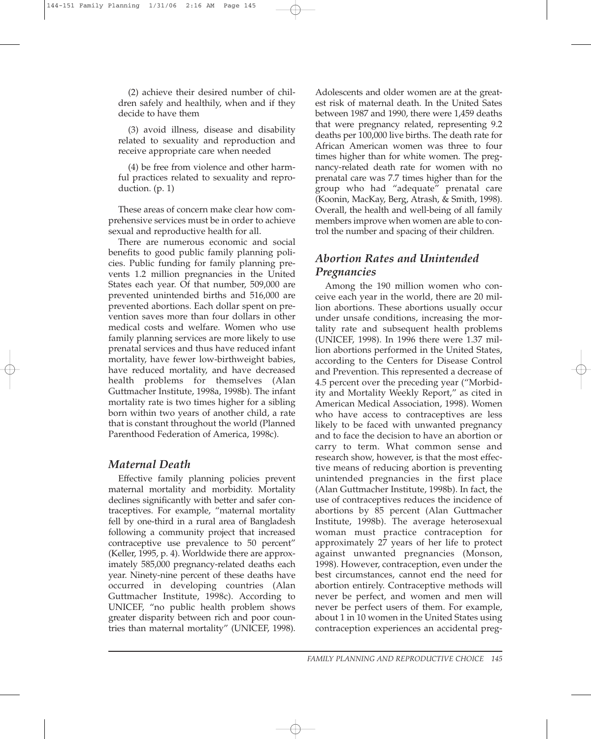(2) achieve their desired number of children safely and healthily, when and if they decide to have them

(3) avoid illness, disease and disability related to sexuality and reproduction and receive appropriate care when needed

(4) be free from violence and other harmful practices related to sexuality and reproduction. (p. 1)

These areas of concern make clear how comprehensive services must be in order to achieve sexual and reproductive health for all.

There are numerous economic and social benefits to good public family planning policies. Public funding for family planning prevents 1.2 million pregnancies in the United States each year. Of that number, 509,000 are prevented unintended births and 516,000 are prevented abortions. Each dollar spent on prevention saves more than four dollars in other medical costs and welfare. Women who use family planning services are more likely to use prenatal services and thus have reduced infant mortality, have fewer low-birthweight babies, have reduced mortality, and have decreased health problems for themselves (Alan Guttmacher Institute, 1998a, 1998b). The infant mortality rate is two times higher for a sibling born within two years of another child, a rate that is constant throughout the world (Planned Parenthood Federation of America, 1998c).

## *Maternal Death*

Effective family planning policies prevent maternal mortality and morbidity. Mortality declines significantly with better and safer contraceptives. For example, "maternal mortality fell by one-third in a rural area of Bangladesh following a community project that increased contraceptive use prevalence to 50 percent" (Keller, 1995, p. 4). Worldwide there are approximately 585,000 pregnancy-related deaths each year. Ninety-nine percent of these deaths have occurred in developing countries (Alan Guttmacher Institute, 1998c). According to UNICEF, "no public health problem shows greater disparity between rich and poor countries than maternal mortality" (UNICEF, 1998). Adolescents and older women are at the greatest risk of maternal death. In the United Sates between 1987 and 1990, there were 1,459 deaths that were pregnancy related, representing 9.2 deaths per 100,000 live births. The death rate for African American women was three to four times higher than for white women. The pregnancy-related death rate for women with no prenatal care was 7.7 times higher than for the group who had "adequate" prenatal care (Koonin, MacKay, Berg, Atrash, & Smith, 1998). Overall, the health and well-being of all family members improve when women are able to control the number and spacing of their children.

## *Abortion Rates and Unintended Pregnancies*

Among the 190 million women who conceive each year in the world, there are 20 million abortions. These abortions usually occur under unsafe conditions, increasing the mortality rate and subsequent health problems (UNICEF, 1998). In 1996 there were 1.37 million abortions performed in the United States, according to the Centers for Disease Control and Prevention. This represented a decrease of 4.5 percent over the preceding year ("Morbidity and Mortality Weekly Report," as cited in American Medical Association, 1998). Women who have access to contraceptives are less likely to be faced with unwanted pregnancy and to face the decision to have an abortion or carry to term. What common sense and research show, however, is that the most effective means of reducing abortion is preventing unintended pregnancies in the first place (Alan Guttmacher Institute, 1998b). In fact, the use of contraceptives reduces the incidence of abortions by 85 percent (Alan Guttmacher Institute, 1998b). The average heterosexual woman must practice contraception for approximately 27 years of her life to protect against unwanted pregnancies (Monson, 1998). However, contraception, even under the best circumstances, cannot end the need for abortion entirely. Contraceptive methods will never be perfect, and women and men will never be perfect users of them. For example, about 1 in 10 women in the United States using contraception experiences an accidental preg-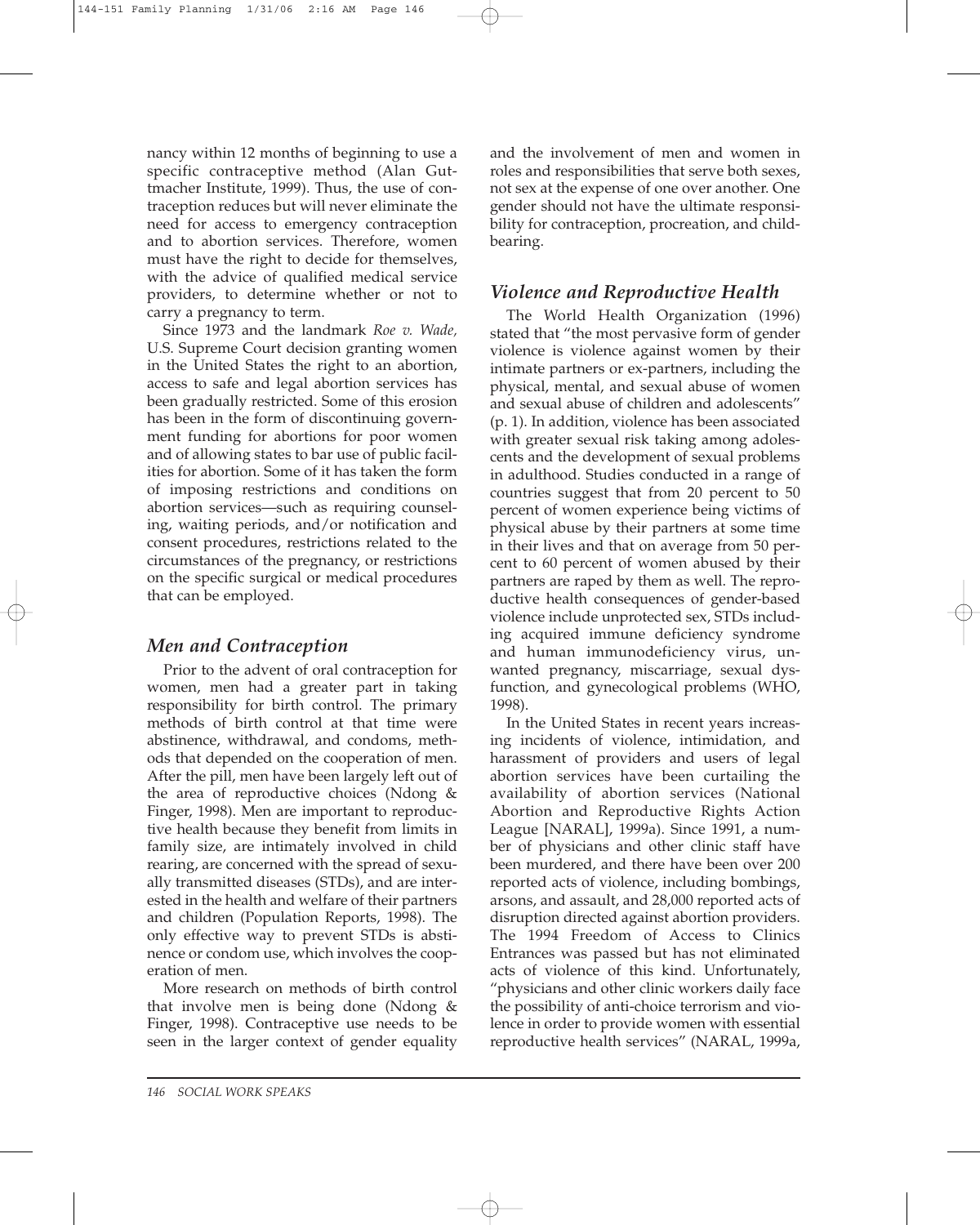nancy within 12 months of beginning to use a specific contraceptive method (Alan Guttmacher Institute, 1999). Thus, the use of contraception reduces but will never eliminate the need for access to emergency contraception and to abortion services. Therefore, women must have the right to decide for themselves, with the advice of qualified medical service providers, to determine whether or not to carry a pregnancy to term.

Since 1973 and the landmark *Roe v. Wade,* U.S. Supreme Court decision granting women in the United States the right to an abortion, access to safe and legal abortion services has been gradually restricted. Some of this erosion has been in the form of discontinuing government funding for abortions for poor women and of allowing states to bar use of public facilities for abortion. Some of it has taken the form of imposing restrictions and conditions on abortion services—such as requiring counseling, waiting periods, and/or notification and consent procedures, restrictions related to the circumstances of the pregnancy, or restrictions on the specific surgical or medical procedures that can be employed.

## *Men and Contraception*

Prior to the advent of oral contraception for women, men had a greater part in taking responsibility for birth control. The primary methods of birth control at that time were abstinence, withdrawal, and condoms, methods that depended on the cooperation of men. After the pill, men have been largely left out of the area of reproductive choices (Ndong & Finger, 1998). Men are important to reproductive health because they benefit from limits in family size, are intimately involved in child rearing, are concerned with the spread of sexually transmitted diseases (STDs), and are interested in the health and welfare of their partners and children (Population Reports, 1998). The only effective way to prevent STDs is abstinence or condom use, which involves the cooperation of men.

More research on methods of birth control that involve men is being done (Ndong & Finger, 1998). Contraceptive use needs to be seen in the larger context of gender equality and the involvement of men and women in roles and responsibilities that serve both sexes, not sex at the expense of one over another. One gender should not have the ultimate responsibility for contraception, procreation, and childbearing.

## *Violence and Reproductive Health*

The World Health Organization (1996) stated that "the most pervasive form of gender violence is violence against women by their intimate partners or ex-partners, including the physical, mental, and sexual abuse of women and sexual abuse of children and adolescents" (p. 1). In addition, violence has been associated with greater sexual risk taking among adolescents and the development of sexual problems in adulthood. Studies conducted in a range of countries suggest that from 20 percent to 50 percent of women experience being victims of physical abuse by their partners at some time in their lives and that on average from 50 percent to 60 percent of women abused by their partners are raped by them as well. The reproductive health consequences of gender-based violence include unprotected sex, STDs including acquired immune deficiency syndrome and human immunodeficiency virus, unwanted pregnancy, miscarriage, sexual dysfunction, and gynecological problems (WHO, 1998).

In the United States in recent years increasing incidents of violence, intimidation, and harassment of providers and users of legal abortion services have been curtailing the availability of abortion services (National Abortion and Reproductive Rights Action League [NARAL], 1999a). Since 1991, a number of physicians and other clinic staff have been murdered, and there have been over 200 reported acts of violence, including bombings, arsons, and assault, and 28,000 reported acts of disruption directed against abortion providers. The 1994 Freedom of Access to Clinics Entrances was passed but has not eliminated acts of violence of this kind. Unfortunately, "physicians and other clinic workers daily face the possibility of anti-choice terrorism and violence in order to provide women with essential reproductive health services" (NARAL, 1999a,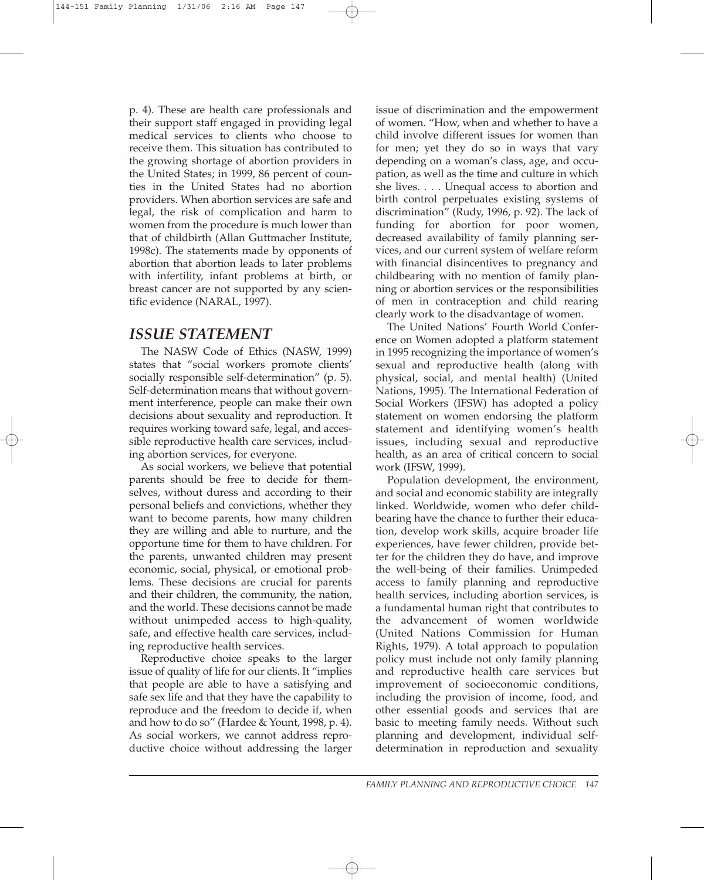p. 4). These are health care professionals and their support staff engaged in providing legal medical services to clients who choose to receive them. This situation has contributed to the growing shortage of abortion providers in the United States; in 1999, 86 percent of counties in the United States had no abortion providers. When abortion services are safe and legal, the risk of complication and harm to women from the procedure is much lower than that of childbirth (Allan Guttmacher Institute, 1998c). The statements made by opponents of abortion that abortion leads to later problems with infertility, infant problems at birth, or breast cancer are not supported by any scientific evidence (NARAL, 1997).

## *ISSUE STATEMENT*

The NASW Code of Ethics (NASW, 1999) states that "social workers promote clients' socially responsible self-determination" (p. 5). Self-determination means that without government interference, people can make their own decisions about sexuality and reproduction. It requires working toward safe, legal, and accessible reproductive health care services, including abortion services, for everyone.

As social workers, we believe that potential parents should be free to decide for themselves, without duress and according to their personal beliefs and convictions, whether they want to become parents, how many children they are willing and able to nurture, and the opportune time for them to have children. For the parents, unwanted children may present economic, social, physical, or emotional problems. These decisions are crucial for parents and their children, the community, the nation, and the world. These decisions cannot be made without unimpeded access to high-quality, safe, and effective health care services, including reproductive health services.

Reproductive choice speaks to the larger issue of quality of life for our clients. It "implies that people are able to have a satisfying and safe sex life and that they have the capability to reproduce and the freedom to decide if, when and how to do so" (Hardee & Yount, 1998, p. 4). As social workers, we cannot address reproductive choice without addressing the larger issue of discrimination and the empowerment of women. "How, when and whether to have a child involve different issues for women than for men; yet they do so in ways that vary depending on a woman's class, age, and occupation, as well as the time and culture in which she lives. . . . Unequal access to abortion and birth control perpetuates existing systems of discrimination" (Rudy, 1996, p. 92). The lack of funding for abortion for poor women, decreased availability of family planning services, and our current system of welfare reform with financial disincentives to pregnancy and childbearing with no mention of family planning or abortion services or the responsibilities of men in contraception and child rearing clearly work to the disadvantage of women.

The United Nations' Fourth World Conference on Women adopted a platform statement in 1995 recognizing the importance of women's sexual and reproductive health (along with physical, social, and mental health) (United Nations, 1995). The International Federation of Social Workers (IFSW) has adopted a policy statement on women endorsing the platform statement and identifying women's health issues, including sexual and reproductive health, as an area of critical concern to social work (IFSW, 1999).

Population development, the environment, and social and economic stability are integrally linked. Worldwide, women who defer childbearing have the chance to further their education, develop work skills, acquire broader life experiences, have fewer children, provide better for the children they do have, and improve the well-being of their families. Unimpeded access to family planning and reproductive health services, including abortion services, is a fundamental human right that contributes to the advancement of women worldwide (United Nations Commission for Human Rights, 1979). A total approach to population policy must include not only family planning and reproductive health care services but improvement of socioeconomic conditions, including the provision of income, food, and other essential goods and services that are basic to meeting family needs. Without such planning and development, individual self-determination in reproduction and sexuality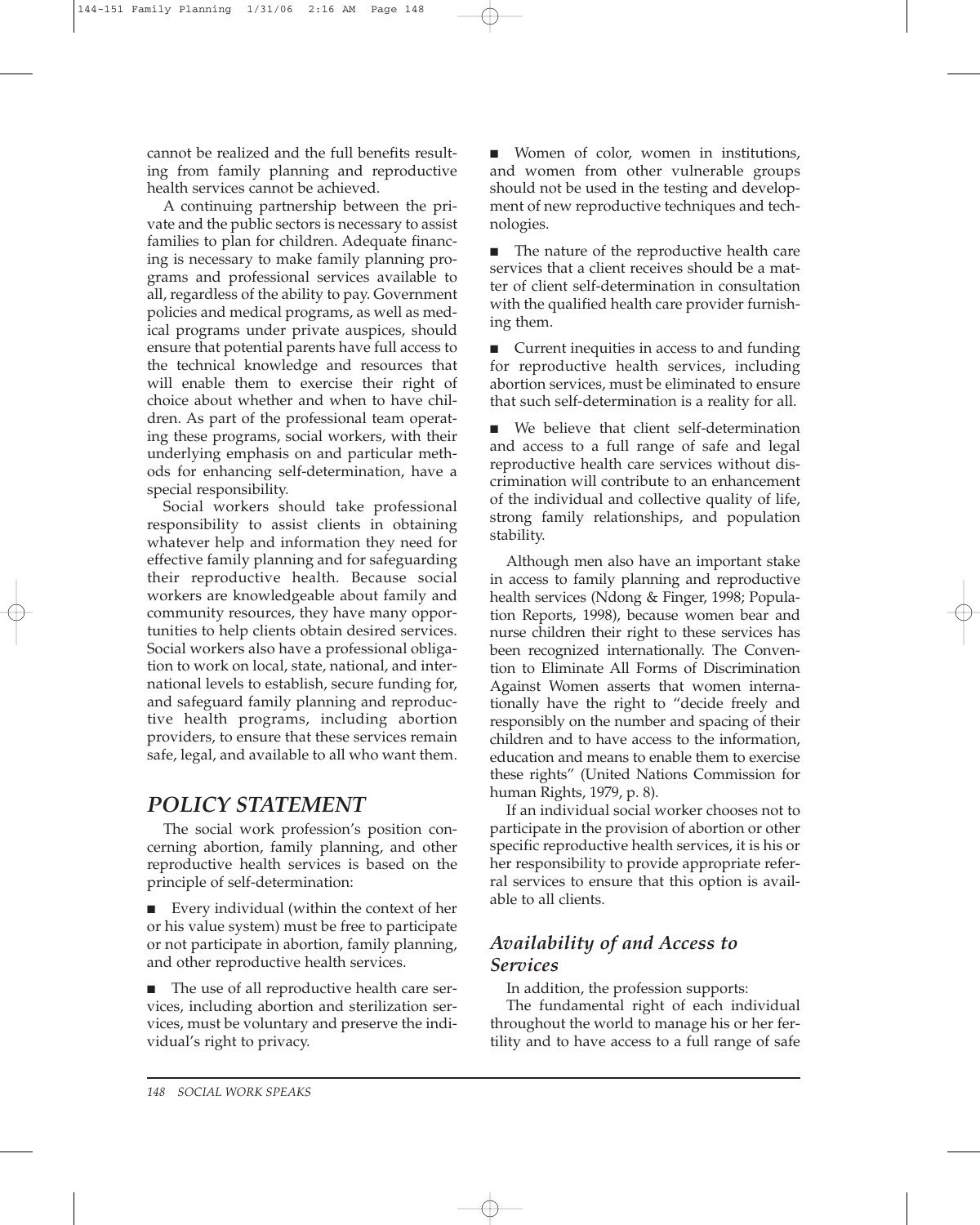cannot be realized and the full benefits resulting from family planning and reproductive health services cannot be achieved.

A continuing partnership between the private and the public sectors is necessary to assist families to plan for children. Adequate financing is necessary to make family planning programs and professional services available to all, regardless of the ability to pay. Government policies and medical programs, as well as medical programs under private auspices, should ensure that potential parents have full access to the technical knowledge and resources that will enable them to exercise their right of choice about whether and when to have children. As part of the professional team operating these programs, social workers, with their underlying emphasis on and particular methods for enhancing self-determination, have a special responsibility.

Social workers should take professional responsibility to assist clients in obtaining whatever help and information they need for effective family planning and for safeguarding their reproductive health. Because social workers are knowledgeable about family and community resources, they have many opportunities to help clients obtain desired services. Social workers also have a professional obligation to work on local, state, national, and international levels to establish, secure funding for, and safeguard family planning and reproductive health programs, including abortion providers, to ensure that these services remain safe, legal, and available to all who want them.

## POLICY STATEMENT

The social work profession's position concerning abortion, family planning, and other reproductive health services is based on the principle of self-determination:

- Every individual (within the context of her or his value system) must be free to participate or not participate in abortion, family planning, and other reproductive health services.
- The use of all reproductive health care services, including abortion and sterilization services, must be voluntary and preserve the individual's right to privacy.
- Women of color, women in institutions, and women from other vulnerable groups should not be used in the testing and development of new reproductive techniques and technologies.
- The nature of the reproductive health care services that a client receives should be a matter of client self-determination in consultation with the qualified health care provider furnishing them.
- Current inequities in access to and funding for reproductive health services, including abortion services, must be eliminated to ensure that such self-determination is a reality for all.
- We believe that client self-determination and access to a full range of safe and legal reproductive health care services without discrimination will contribute to an enhancement of the individual and collective quality of life, strong family relationships, and population stability.

Although men also have an important stake in access to family planning and reproductive health services (Ndong & Finger, 1998; Population Reports, 1998), because women bear and nurse children their right to these services has been recognized internationally. The Convention to Eliminate All Forms of Discrimination Against Women asserts that women internationally have the right to "decide freely and responsibly on the number and spacing of their children and to have access to the information, education and means to enable them to exercise these rights" (United Nations Commission for human Rights, 1979, p. 8).

If an individual social worker chooses not to participate in the provision of abortion or other specific reproductive health services, it is his or her responsibility to provide appropriate referral services to ensure that this option is available to all clients.

### Availability of and Access to Services

In addition, the profession supports:

The fundamental right of each individual throughout the world to manage his or her fertility and to have access to a full range of safe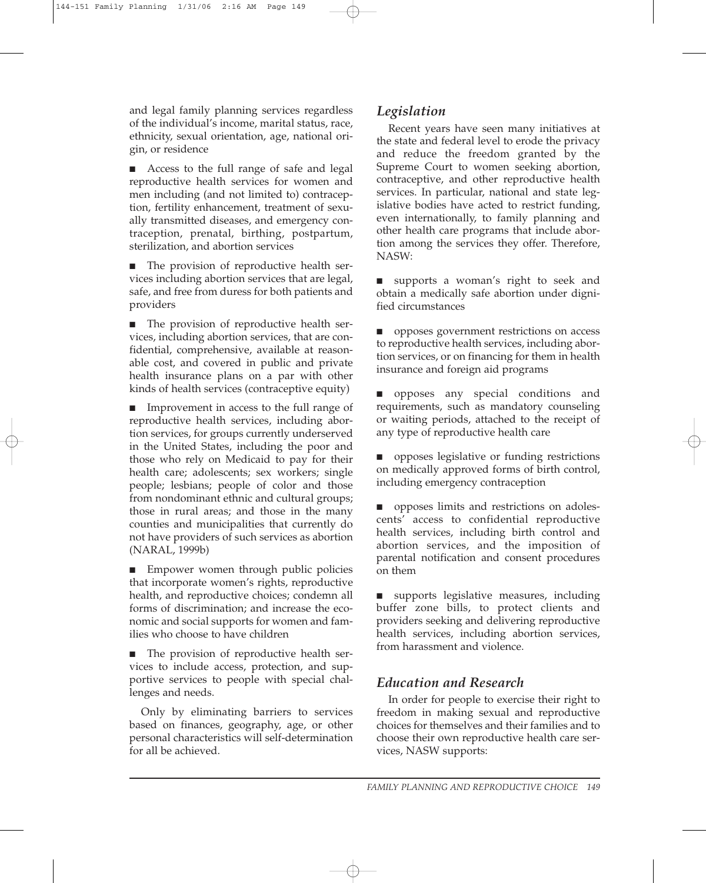and legal family planning services regardless of the individual's income, marital status, race, ethnicity, sexual orientation, age, national origin, or residence

- Access to the full range of safe and legal reproductive health services for women and men including (and not limited to) contraception, fertility enhancement, treatment of sexually transmitted diseases, and emergency contraception, prenatal, birthing, postpartum, sterilization, and abortion services

- The provision of reproductive health services including abortion services that are legal, safe, and free from duress for both patients and providers

- The provision of reproductive health services, including abortion services, that are confidential, comprehensive, available at reasonable cost, and covered in public and private health insurance plans on a par with other kinds of health services (contraceptive equity)

- Improvement in access to the full range of reproductive health services, including abortion services, for groups currently underserved in the United States, including the poor and those who rely on Medicaid to pay for their health care; adolescents; sex workers; single people; lesbians; people of color and those from nondominant ethnic and cultural groups; those in rural areas; and those in the many counties and municipalities that currently do not have providers of such services as abortion (NARAL, 1999b)

- Empower women through public policies that incorporate women's rights, reproductive health, and reproductive choices; condemn all forms of discrimination; and increase the economic and social supports for women and families who choose to have children

- The provision of reproductive health services to include access, protection, and supportive services to people with special challenges and needs.

Only by eliminating barriers to services based on finances, geography, age, or other personal characteristics will self-determination for all be achieved.

## *Legislation*

Recent years have seen many initiatives at the state and federal level to erode the privacy and reduce the freedom granted by the Supreme Court to women seeking abortion, contraceptive, and other reproductive health services. In particular, national and state legislative bodies have acted to restrict funding, even internationally, to family planning and other health care programs that include abortion among the services they offer. Therefore, NASW:

- supports a woman's right to seek and obtain a medically safe abortion under dignified circumstances

- opposes government restrictions on access to reproductive health services, including abortion services, or on financing for them in health insurance and foreign aid programs

- opposes any special conditions and requirements, such as mandatory counseling or waiting periods, attached to the receipt of any type of reproductive health care

- opposes legislative or funding restrictions on medically approved forms of birth control, including emergency contraception

- opposes limits and restrictions on adolescents' access to confidential reproductive health services, including birth control and abortion services, and the imposition of parental notification and consent procedures on them

- supports legislative measures, including buffer zone bills, to protect clients and providers seeking and delivering reproductive health services, including abortion services, from harassment and violence.

## *Education and Research*

In order for people to exercise their right to freedom in making sexual and reproductive choices for themselves and their families and to choose their own reproductive health care services, NASW supports: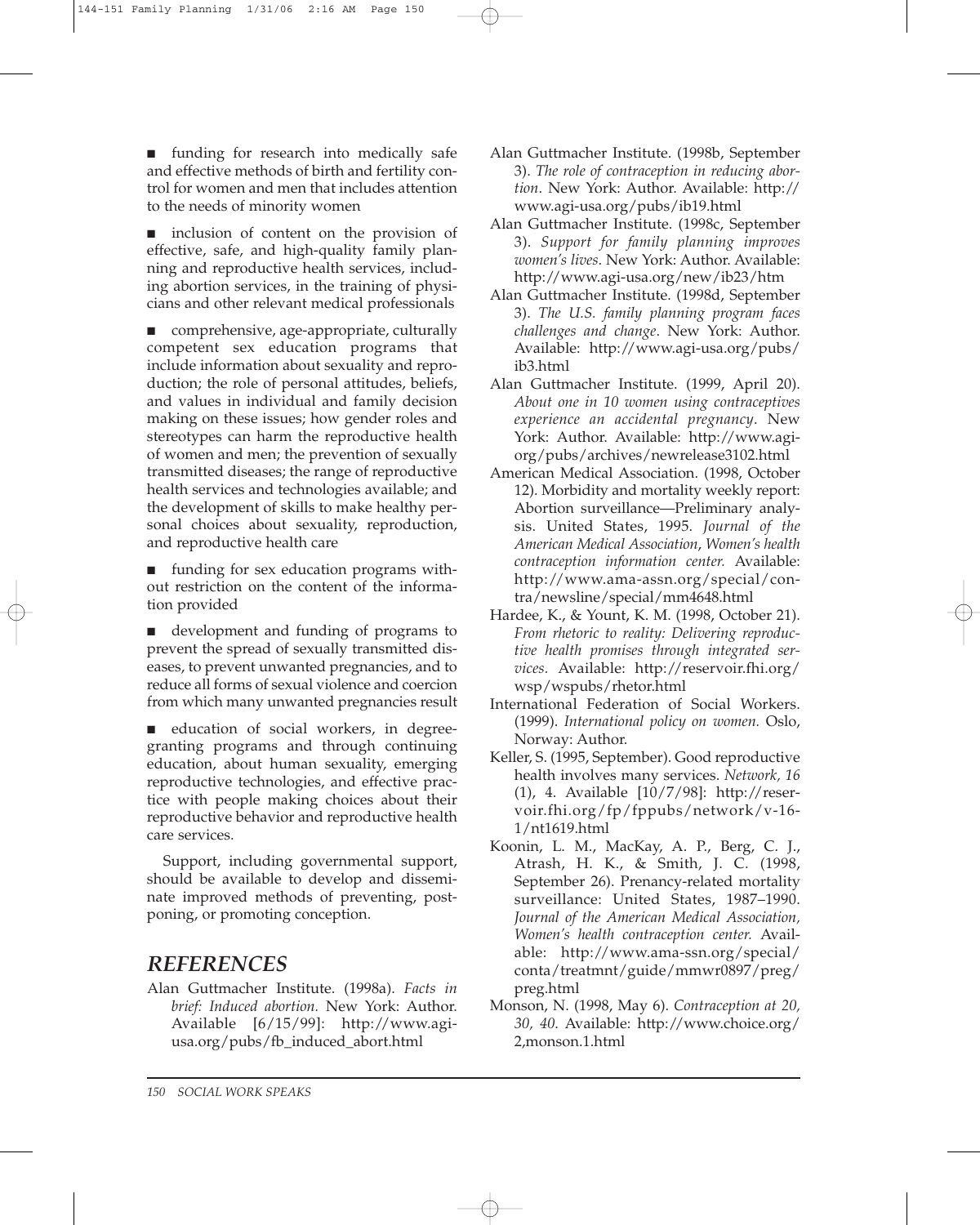- funding for research into medically safe and effective methods of birth and fertility control for women and men that includes attention to the needs of minority women

- inclusion of content on the provision of effective, safe, and high-quality family planning and reproductive health services, including abortion services, in the training of physicians and other relevant medical professionals

- comprehensive, age-appropriate, culturally competent sex education programs that include information about sexuality and reproduction; the role of personal attitudes, beliefs, and values in individual and family decision making on these issues; how gender roles and stereotypes can harm the reproductive health of women and men; the prevention of sexually transmitted diseases; the range of reproductive health services and technologies available; and the development of skills to make healthy personal choices about sexuality, reproduction, and reproductive health care

- funding for sex education programs without restriction on the content of the information provided

- development and funding of programs to prevent the spread of sexually transmitted diseases, to prevent unwanted pregnancies, and to reduce all forms of sexual violence and coercion from which many unwanted pregnancies result

- education of social workers, in degree-granting programs and through continuing education, about human sexuality, emerging reproductive technologies, and effective practice with people making choices about their reproductive behavior and reproductive health care services.

Support, including governmental support, should be available to develop and disseminate improved methods of preventing, postponing, or promoting conception.

## REFERENCES

Alan Guttmacher Institute. (1998a). *Facts in brief: Induced abortion.* New York: Author. Available [6/15/99]: http://www.agi-usa.org/pubs/fb_induced_abort.html

Alan Guttmacher Institute. (1998b, September 3). *The role of contraception in reducing abortion*. New York: Author. Available: http://www.agi-usa.org/pubs/ib19.html

Alan Guttmacher Institute. (1998c, September 3). *Support for family planning improves women's lives.* New York: Author. Available: http://www.agi-usa.org/new/ib23/htm

Alan Guttmacher Institute. (1998d, September 3). *The U.S. family planning program faces challenges and change*. New York: Author. Available: http://www.agi-usa.org/pubs/ib3.html

Alan Guttmacher Institute. (1999, April 20). *About one in 10 women using contraceptives experience an accidental pregnancy*. New York: Author. Available: http://www.agi-org/pubs/archives/newrelease3102.html

American Medical Association. (1998, October 12). Morbidity and mortality weekly report: Abortion surveillance—Preliminary analysis. United States, 1995. *Journal of the American Medical Association*, *Women's health contraception information center.* Available: http://www.ama-assn.org/special/contra/newsline/special/mm4648.html

Hardee, K., & Yount, K. M. (1998, October 21). *From rhetoric to reality: Delivering reproductive health promises through integrated services.* Available: http://reservoir.fhi.org/wsp/wspubs/rhetor.html

International Federation of Social Workers. (1999). *International policy on women.* Oslo, Norway: Author.

Keller, S. (1995, September). Good reproductive health involves many services. *Network, 16* (1), 4. Available [10/7/98]: http://reservoir.fhi.org/fp/fppubs/network/v-16-1/nt1619.html

Koonin, L. M., MacKay, A. P., Berg, C. J., Atrash, H. K., & Smith, J. C. (1998, September 26). Prenancy-related mortality surveillance: United States, 1987–1990. *Journal of the American Medical Association, Women's health contraception center.* Available: http://www.ama-ssn.org/special/conta/treatmnt/guide/mmwr0897/preg/preg.html

Monson, N. (1998, May 6). *Contraception at 20, 30, 40.* Available: http://www.choice.org/2,monson.1.html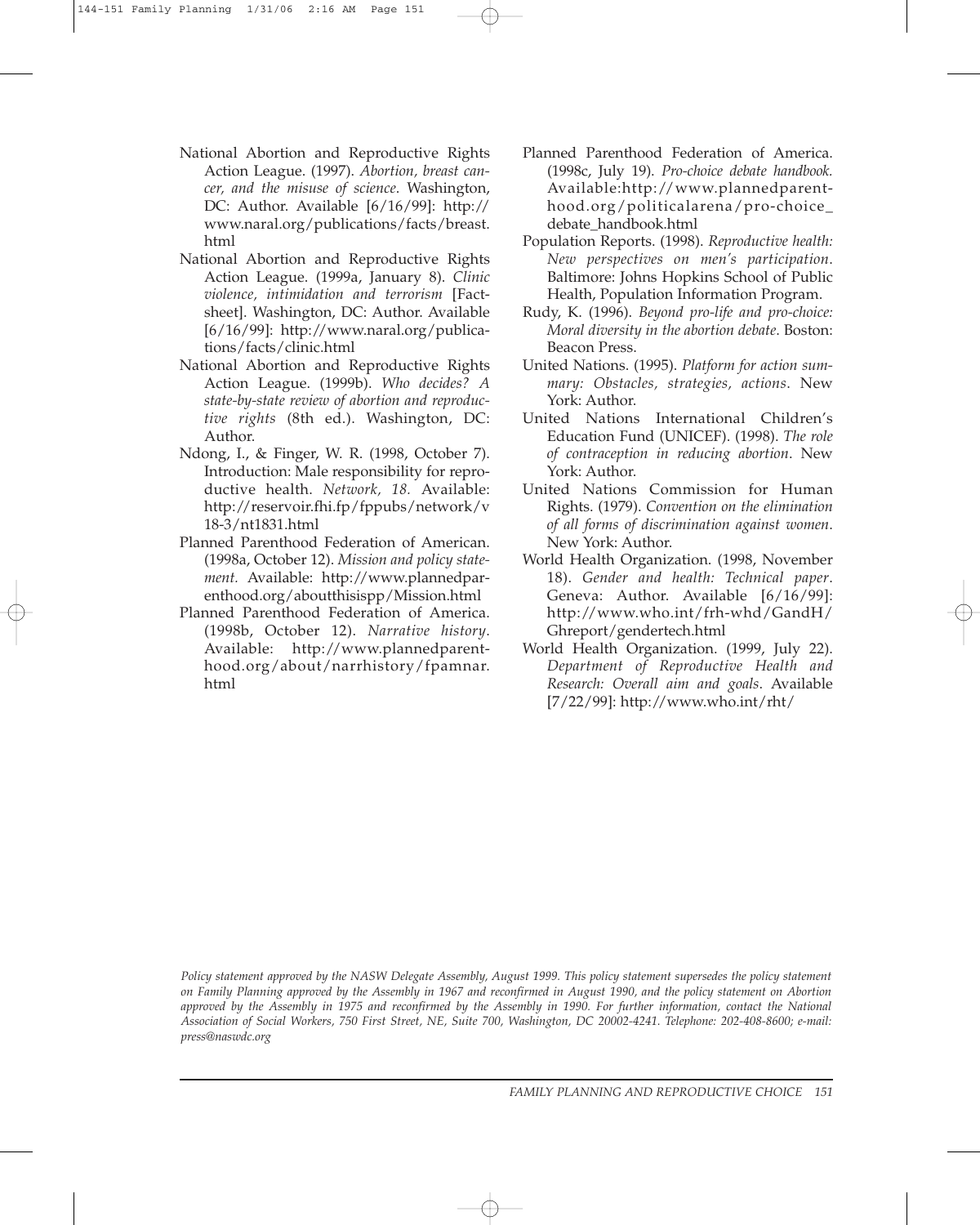National Abortion and Reproductive Rights Action League. (1997). *Abortion, breast cancer, and the misuse of science*. Washington, DC: Author. Available [6/16/99]: http://www.naral.org/publications/facts/breast.html

National Abortion and Reproductive Rights Action League. (1999a, January 8). *Clinic violence, intimidation and terrorism* [Factsheet]. Washington, DC: Author. Available [6/16/99]: http://www.naral.org/publications/facts/clinic.html

National Abortion and Reproductive Rights Action League. (1999b). *Who decides? A state-by-state review of abortion and reproductive rights* (8th ed.). Washington, DC: Author.

Ndong, I., & Finger, W. R. (1998, October 7). Introduction: Male responsibility for reproductive health. *Network, 18.* Available: http://reservoir.fhi.fp/fppubs/network/v18-3/nt1831.html

Planned Parenthood Federation of American. (1998a, October 12). *Mission and policy statement.* Available: http://www.plannedparenthood.org/aboutthisispp/Mission.html

Planned Parenthood Federation of America. (1998b, October 12). *Narrative history*. Available: http://www.plannedparenthood.org/about/narrhistory/fpamnar.html

Planned Parenthood Federation of America. (1998c, July 19). *Pro-choice debate handbook.* Available:http://www.plannedparenthood.org/politicalarena/pro-choice_debate_handbook.html

Population Reports. (1998). *Reproductive health: New perspectives on men's participation*. Baltimore: Johns Hopkins School of Public Health, Population Information Program.

Rudy, K. (1996). *Beyond pro-life and pro-choice: Moral diversity in the abortion debate*. Boston: Beacon Press.

United Nations. (1995). *Platform for action summary: Obstacles, strategies, actions*. New York: Author.

United Nations International Children's Education Fund (UNICEF). (1998). *The role of contraception in reducing abortion*. New York: Author.

United Nations Commission for Human Rights. (1979). *Convention on the elimination of all forms of discrimination against women*. New York: Author.

World Health Organization. (1998, November 18). *Gender and health: Technical paper*. Geneva: Author. Available [6/16/99]: http://www.who.int/frh-whd/GandH/Ghreport/gendertech.html

World Health Organization. (1999, July 22). *Department of Reproductive Health and Research: Overall aim and goals*. Available [7/22/99]: http://www.who.int/rht/

*Policy statement approved by the NASW Delegate Assembly, August 1999. This policy statement supersedes the policy statement on Family Planning approved by the Assembly in 1967 and reconfirmed in August 1990, and the policy statement on Abortion approved by the Assembly in 1975 and reconfirmed by the Assembly in 1990. For further information, contact the National Association of Social Workers, 750 First Street, NE, Suite 700, Washington, DC 20002-4241. Telephone: 202-408-8600; e-mail: press@naswdc.org*